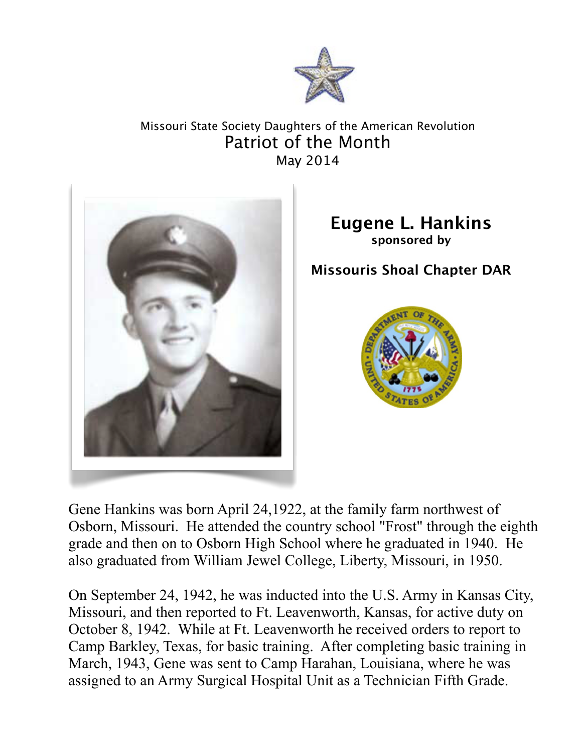Missouri State Society Daughters of the American Revolution

# Patriot of the Month

May 2014

## Eugene L. Hankins

**sponsored by**

**Missouris Shoal Chapter DAR**

Gene Hankins was born April 24,1922, at the family farm northwest of Osborn, Missouri. He attended the country school "Frost" through the eighth grade and then on to Osborn High School where he graduated in 1940. He also graduated from William Jewel College, Liberty, Missouri, in 1950.

On September 24, 1942, he was inducted into the U.S. Army in Kansas City, Missouri, and then reported to Ft. Leavenworth, Kansas, for active duty on October 8, 1942. While at Ft. Leavenworth he received orders to report to Camp Barkley, Texas, for basic training. After completing basic training in March, 1943, Gene was sent to Camp Harahan, Louisiana, where he was assigned to an Army Surgical Hospital Unit as a Technician Fifth Grade.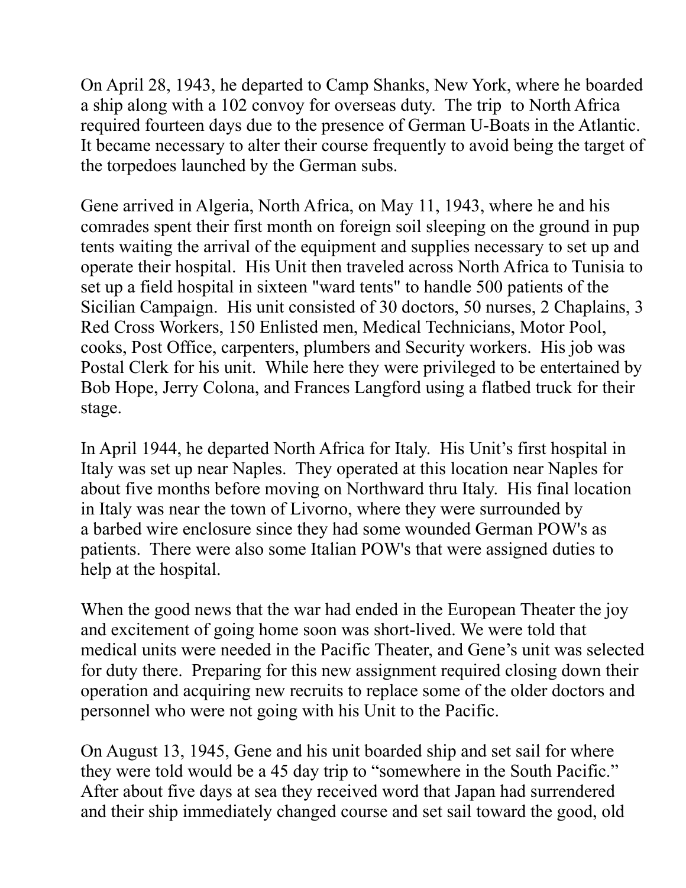On April 28, 1943, he departed to Camp Shanks, New York, where he boarded a ship along with a 102 convoy for overseas duty. The trip to North Africa required fourteen days due to the presence of German U-Boats in the Atlantic. It became necessary to alter their course frequently to avoid being the target of the torpedoes launched by the German subs.

Gene arrived in Algeria, North Africa, on May 11, 1943, where he and his comrades spent their first month on foreign soil sleeping on the ground in pup tents waiting the arrival of the equipment and supplies necessary to set up and operate their hospital. His Unit then traveled across North Africa to Tunisia to set up a field hospital in sixteen "ward tents" to handle 500 patients of the Sicilian Campaign. His unit consisted of 30 doctors, 50 nurses, 2 Chaplains, 3 Red Cross Workers, 150 Enlisted men, Medical Technicians, Motor Pool, cooks, Post Office, carpenters, plumbers and Security workers. His job was Postal Clerk for his unit. While here they were privileged to be entertained by Bob Hope, Jerry Colona, and Frances Langford using a flatbed truck for their stage.

In April 1944, he departed North Africa for Italy. His Unit's first hospital in Italy was set up near Naples. They operated at this location near Naples for about five months before moving on Northward thru Italy. His final location in Italy was near the town of Livorno, where they were surrounded by a barbed wire enclosure since they had some wounded German POW's as patients. There were also some Italian POW's that were assigned duties to help at the hospital.

When the good news that the war had ended in the European Theater the joy and excitement of going home soon was short-lived. We were told that medical units were needed in the Pacific Theater, and Gene's unit was selected for duty there. Preparing for this new assignment required closing down their operation and acquiring new recruits to replace some of the older doctors and personnel who were not going with his Unit to the Pacific.

On August 13, 1945, Gene and his unit boarded ship and set sail for where they were told would be a 45 day trip to "somewhere in the South Pacific." After about five days at sea they received word that Japan had surrendered and their ship immediately changed course and set sail toward the good, old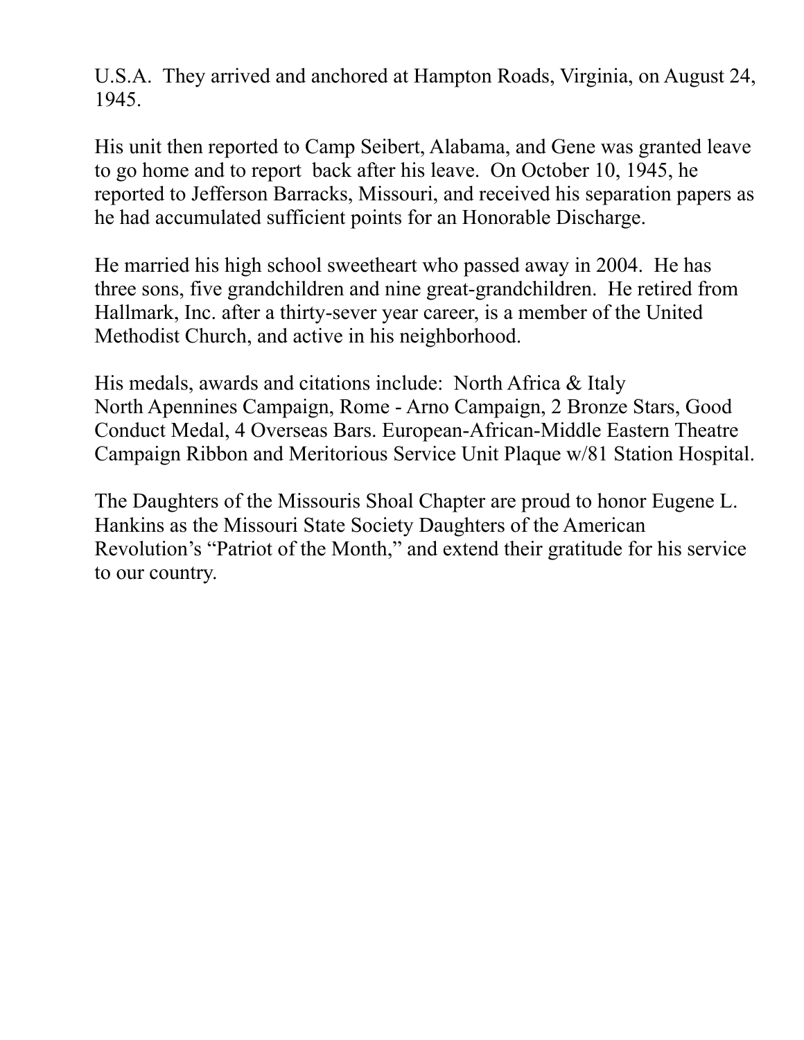U.S.A. They arrived and anchored at Hampton Roads, Virginia, on August 24, 1945.

His unit then reported to Camp Seibert, Alabama, and Gene was granted leave to go home and to report back after his leave. On October 10, 1945, he reported to Jefferson Barracks, Missouri, and received his separation papers as he had accumulated sufficient points for an Honorable Discharge.

He married his high school sweetheart who passed away in 2004. He has three sons, five grandchildren and nine great-grandchildren. He retired from Hallmark, Inc. after a thirty-sever year career, is a member of the United Methodist Church, and active in his neighborhood.

His medals, awards and citations include: North Africa & Italy
North Apennines Campaign, Rome - Arno Campaign, 2 Bronze Stars, Good Conduct Medal, 4 Overseas Bars. European-African-Middle Eastern Theatre Campaign Ribbon and Meritorious Service Unit Plaque w/81 Station Hospital.

The Daughters of the Missouris Shoal Chapter are proud to honor Eugene L. Hankins as the Missouri State Society Daughters of the American Revolution's "Patriot of the Month," and extend their gratitude for his service to our country.